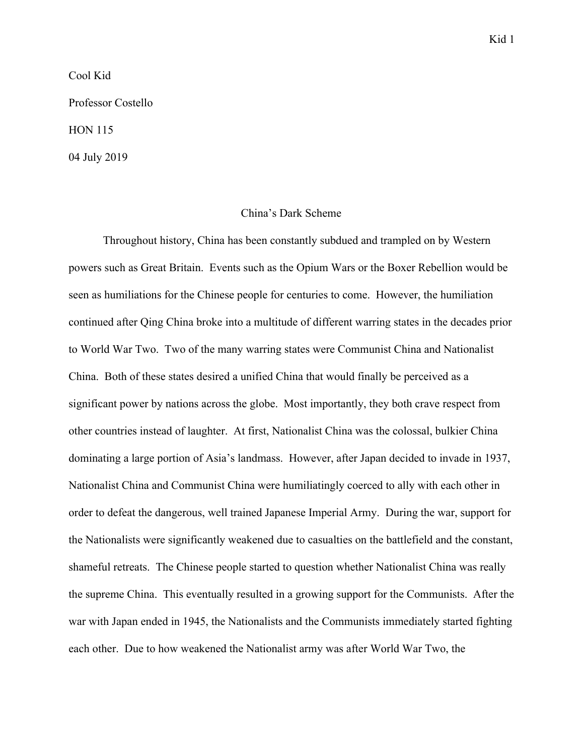Cool Kid

Professor Costello

HON 115

04 July 2019

# China's Dark Scheme

Throughout history, China has been constantly subdued and trampled on by Western powers such as Great Britain. Events such as the Opium Wars or the Boxer Rebellion would be seen as humiliations for the Chinese people for centuries to come. However, the humiliation continued after Qing China broke into a multitude of different warring states in the decades prior to World War Two. Two of the many warring states were Communist China and Nationalist China. Both of these states desired a unified China that would finally be perceived as a significant power by nations across the globe. Most importantly, they both crave respect from other countries instead of laughter. At first, Nationalist China was the colossal, bulkier China dominating a large portion of Asia's landmass. However, after Japan decided to invade in 1937, Nationalist China and Communist China were humiliatingly coerced to ally with each other in order to defeat the dangerous, well trained Japanese Imperial Army. During the war, support for the Nationalists were significantly weakened due to casualties on the battlefield and the constant, shameful retreats. The Chinese people started to question whether Nationalist China was really the supreme China. This eventually resulted in a growing support for the Communists. After the war with Japan ended in 1945, the Nationalists and the Communists immediately started fighting each other. Due to how weakened the Nationalist army was after World War Two, the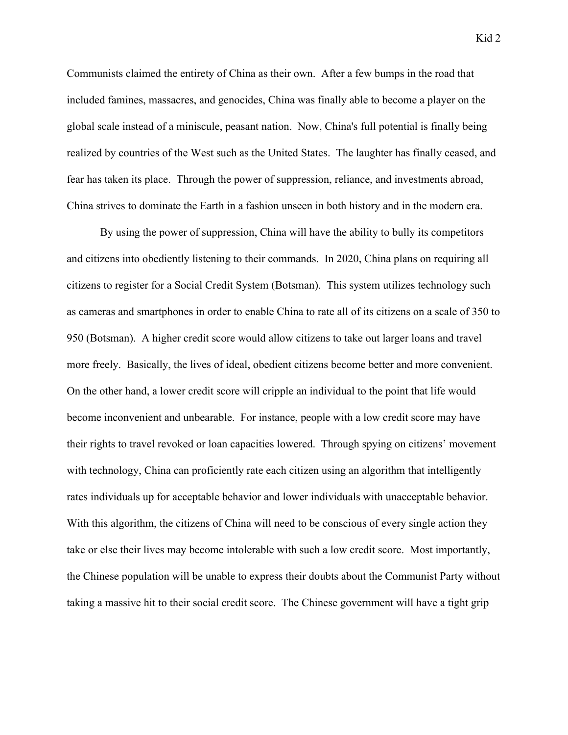Communists claimed the entirety of China as their own. After a few bumps in the road that included famines, massacres, and genocides, China was finally able to become a player on the global scale instead of a miniscule, peasant nation. Now, China's full potential is finally being realized by countries of the West such as the United States. The laughter has finally ceased, and fear has taken its place. Through the power of suppression, reliance, and investments abroad, China strives to dominate the Earth in a fashion unseen in both history and in the modern era.

By using the power of suppression, China will have the ability to bully its competitors and citizens into obediently listening to their commands. In 2020, China plans on requiring all citizens to register for a Social Credit System (Botsman). This system utilizes technology such as cameras and smartphones in order to enable China to rate all of its citizens on a scale of 350 to 950 (Botsman). A higher credit score would allow citizens to take out larger loans and travel more freely. Basically, the lives of ideal, obedient citizens become better and more convenient. On the other hand, a lower credit score will cripple an individual to the point that life would become inconvenient and unbearable. For instance, people with a low credit score may have their rights to travel revoked or loan capacities lowered. Through spying on citizens' movement with technology, China can proficiently rate each citizen using an algorithm that intelligently rates individuals up for acceptable behavior and lower individuals with unacceptable behavior. With this algorithm, the citizens of China will need to be conscious of every single action they take or else their lives may become intolerable with such a low credit score. Most importantly, the Chinese population will be unable to express their doubts about the Communist Party without taking a massive hit to their social credit score. The Chinese government will have a tight grip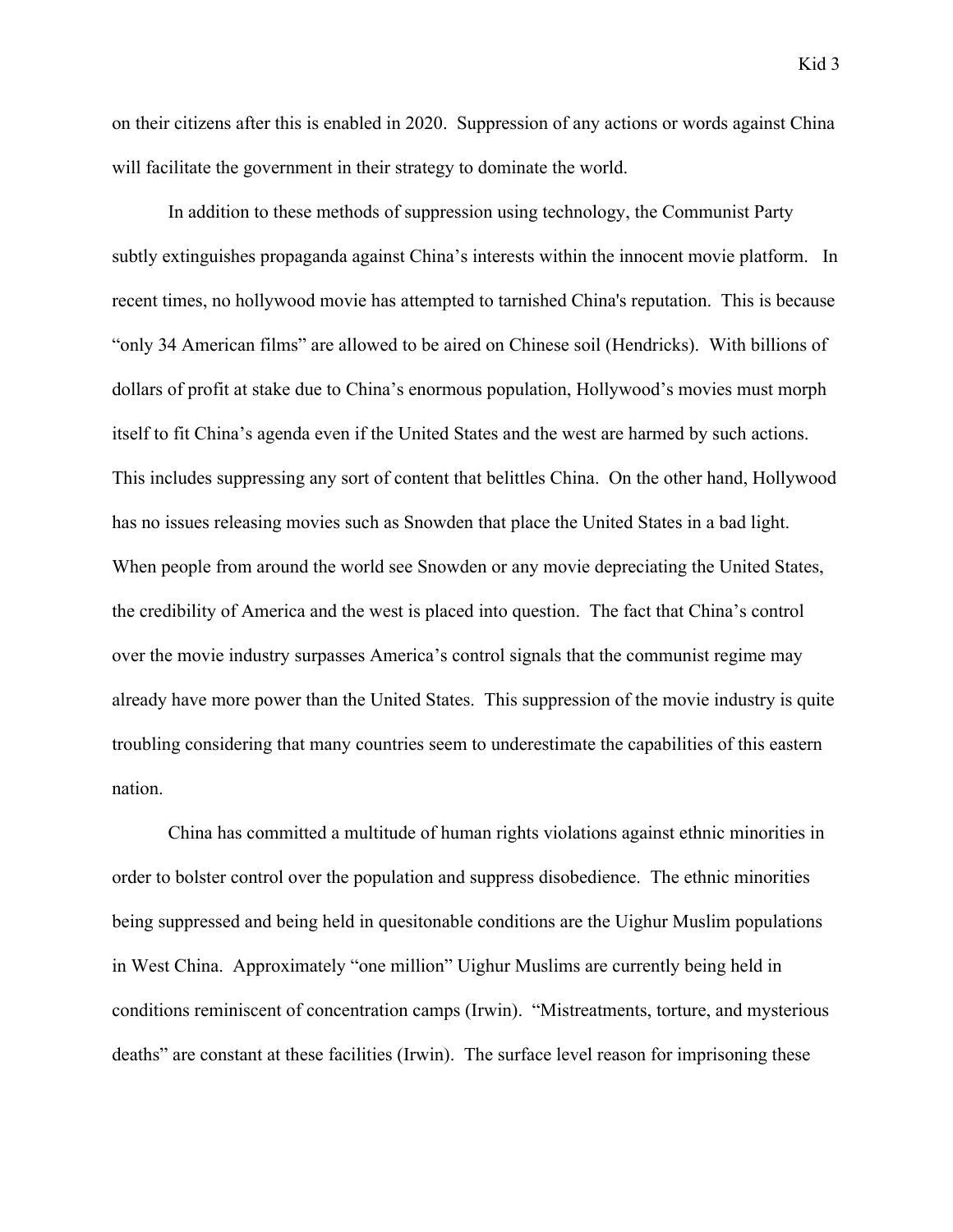on their citizens after this is enabled in 2020. Suppression of any actions or words against China will facilitate the government in their strategy to dominate the world.

In addition to these methods of suppression using technology, the Communist Party subtly extinguishes propaganda against China's interests within the innocent movie platform. In recent times, no hollywood movie has attempted to tarnished China's reputation. This is because "only 34 American films" are allowed to be aired on Chinese soil (Hendricks). With billions of dollars of profit at stake due to China's enormous population, Hollywood's movies must morph itself to fit China's agenda even if the United States and the west are harmed by such actions. This includes suppressing any sort of content that belittles China. On the other hand, Hollywood has no issues releasing movies such as Snowden that place the United States in a bad light. When people from around the world see Snowden or any movie depreciating the United States, the credibility of America and the west is placed into question. The fact that China's control over the movie industry surpasses America's control signals that the communist regime may already have more power than the United States. This suppression of the movie industry is quite troubling considering that many countries seem to underestimate the capabilities of this eastern nation.

China has committed a multitude of human rights violations against ethnic minorities in order to bolster control over the population and suppress disobedience. The ethnic minorities being suppressed and being held in quesitonable conditions are the Uighur Muslim populations in West China. Approximately "one million" Uighur Muslims are currently being held in conditions reminiscent of concentration camps (Irwin). "Mistreatments, torture, and mysterious deaths" are constant at these facilities (Irwin). The surface level reason for imprisoning these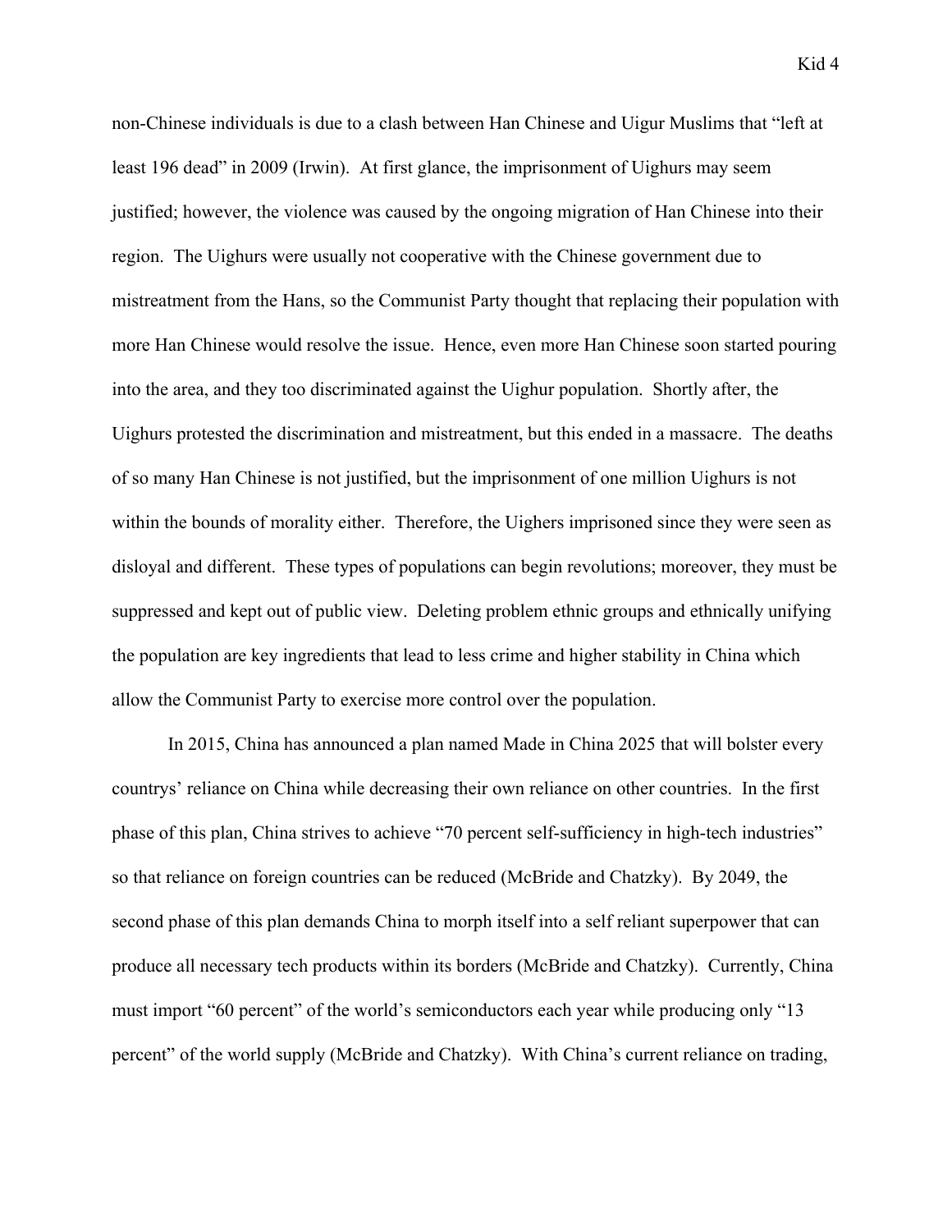non-Chinese individuals is due to a clash between Han Chinese and Uigur Muslims that "left at least 196 dead" in 2009 (Irwin). At first glance, the imprisonment of Uighurs may seem justified; however, the violence was caused by the ongoing migration of Han Chinese into their region. The Uighurs were usually not cooperative with the Chinese government due to mistreatment from the Hans, so the Communist Party thought that replacing their population with more Han Chinese would resolve the issue. Hence, even more Han Chinese soon started pouring into the area, and they too discriminated against the Uighur population. Shortly after, the Uighurs protested the discrimination and mistreatment, but this ended in a massacre. The deaths of so many Han Chinese is not justified, but the imprisonment of one million Uighurs is not within the bounds of morality either. Therefore, the Uighers imprisoned since they were seen as disloyal and different. These types of populations can begin revolutions; moreover, they must be suppressed and kept out of public view. Deleting problem ethnic groups and ethnically unifying the population are key ingredients that lead to less crime and higher stability in China which allow the Communist Party to exercise more control over the population.

In 2015, China has announced a plan named Made in China 2025 that will bolster every countrys' reliance on China while decreasing their own reliance on other countries. In the first phase of this plan, China strives to achieve "70 percent self-sufficiency in high-tech industries" so that reliance on foreign countries can be reduced (McBride and Chatzky). By 2049, the second phase of this plan demands China to morph itself into a self reliant superpower that can produce all necessary tech products within its borders (McBride and Chatzky). Currently, China must import "60 percent" of the world's semiconductors each year while producing only "13 percent" of the world supply (McBride and Chatzky). With China's current reliance on trading,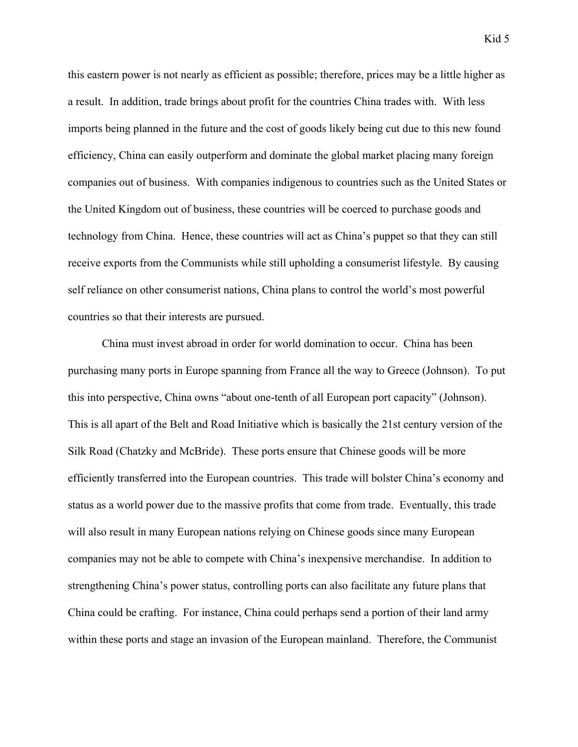this eastern power is not nearly as efficient as possible; therefore, prices may be a little higher as a result. In addition, trade brings about profit for the countries China trades with. With less imports being planned in the future and the cost of goods likely being cut due to this new found efficiency, China can easily outperform and dominate the global market placing many foreign companies out of business. With companies indigenous to countries such as the United States or the United Kingdom out of business, these countries will be coerced to purchase goods and technology from China. Hence, these countries will act as China's puppet so that they can still receive exports from the Communists while still upholding a consumerist lifestyle. By causing self reliance on other consumerist nations, China plans to control the world's most powerful countries so that their interests are pursued.

China must invest abroad in order for world domination to occur. China has been purchasing many ports in Europe spanning from France all the way to Greece (Johnson). To put this into perspective, China owns "about one-tenth of all European port capacity" (Johnson). This is all apart of the Belt and Road Initiative which is basically the 21st century version of the Silk Road (Chatzky and McBride). These ports ensure that Chinese goods will be more efficiently transferred into the European countries. This trade will bolster China's economy and status as a world power due to the massive profits that come from trade. Eventually, this trade will also result in many European nations relying on Chinese goods since many European companies may not be able to compete with China's inexpensive merchandise. In addition to strengthening China's power status, controlling ports can also facilitate any future plans that China could be crafting. For instance, China could perhaps send a portion of their land army within these ports and stage an invasion of the European mainland. Therefore, the Communist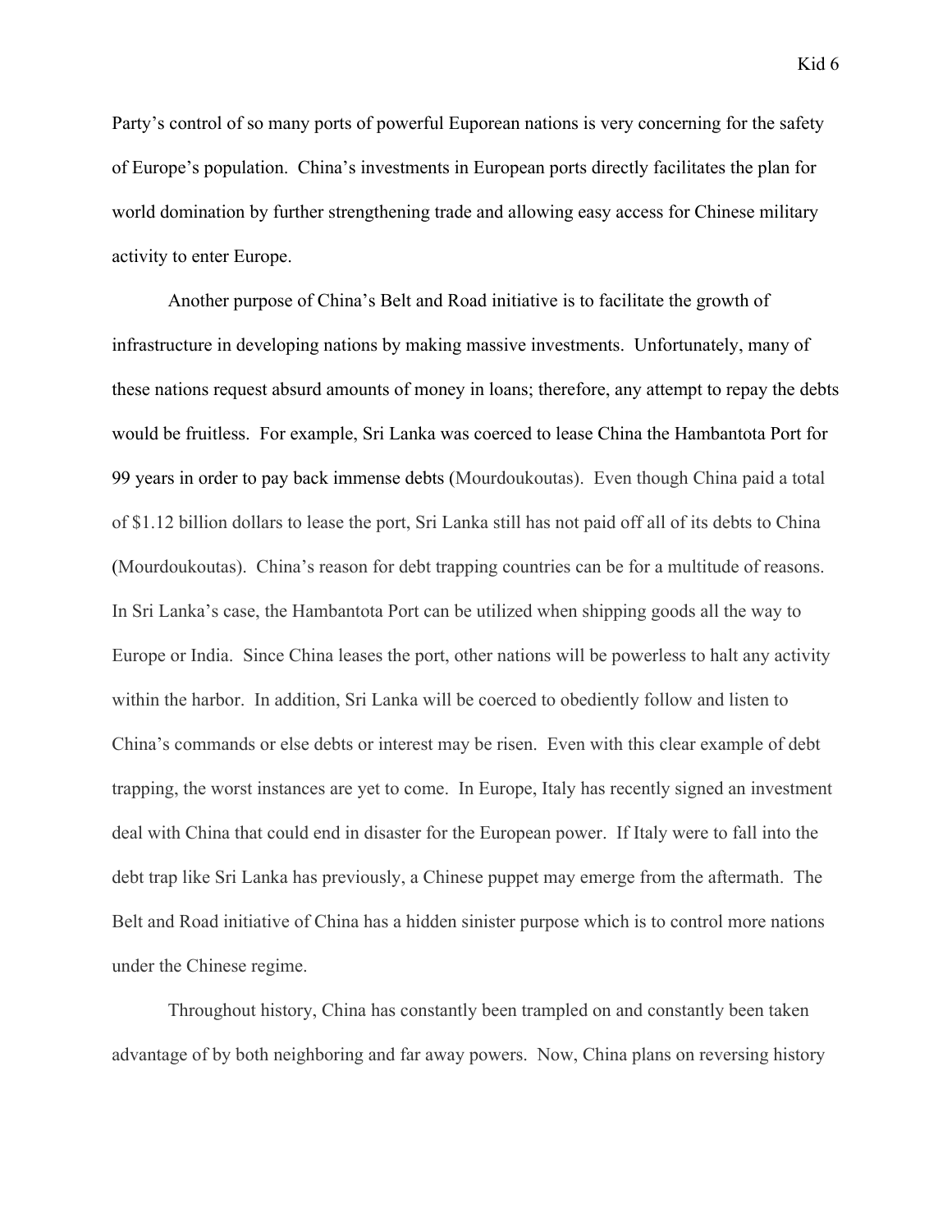Party's control of so many ports of powerful Euporean nations is very concerning for the safety of Europe's population. China's investments in European ports directly facilitates the plan for world domination by further strengthening trade and allowing easy access for Chinese military activity to enter Europe.

Another purpose of China's Belt and Road initiative is to facilitate the growth of infrastructure in developing nations by making massive investments. Unfortunately, many of these nations request absurd amounts of money in loans; therefore, any attempt to repay the debts would be fruitless. For example, Sri Lanka was coerced to lease China the Hambantota Port for 99 years in order to pay back immense debts (Mourdoukoutas). Even though China paid a total of $1.12 billion dollars to lease the port, Sri Lanka still has not paid off all of its debts to China (Mourdoukoutas). China's reason for debt trapping countries can be for a multitude of reasons. In Sri Lanka's case, the Hambantota Port can be utilized when shipping goods all the way to Europe or India. Since China leases the port, other nations will be powerless to halt any activity within the harbor. In addition, Sri Lanka will be coerced to obediently follow and listen to China's commands or else debts or interest may be risen. Even with this clear example of debt trapping, the worst instances are yet to come. In Europe, Italy has recently signed an investment deal with China that could end in disaster for the European power. If Italy were to fall into the debt trap like Sri Lanka has previously, a Chinese puppet may emerge from the aftermath. The Belt and Road initiative of China has a hidden sinister purpose which is to control more nations under the Chinese regime.

Throughout history, China has constantly been trampled on and constantly been taken advantage of by both neighboring and far away powers. Now, China plans on reversing history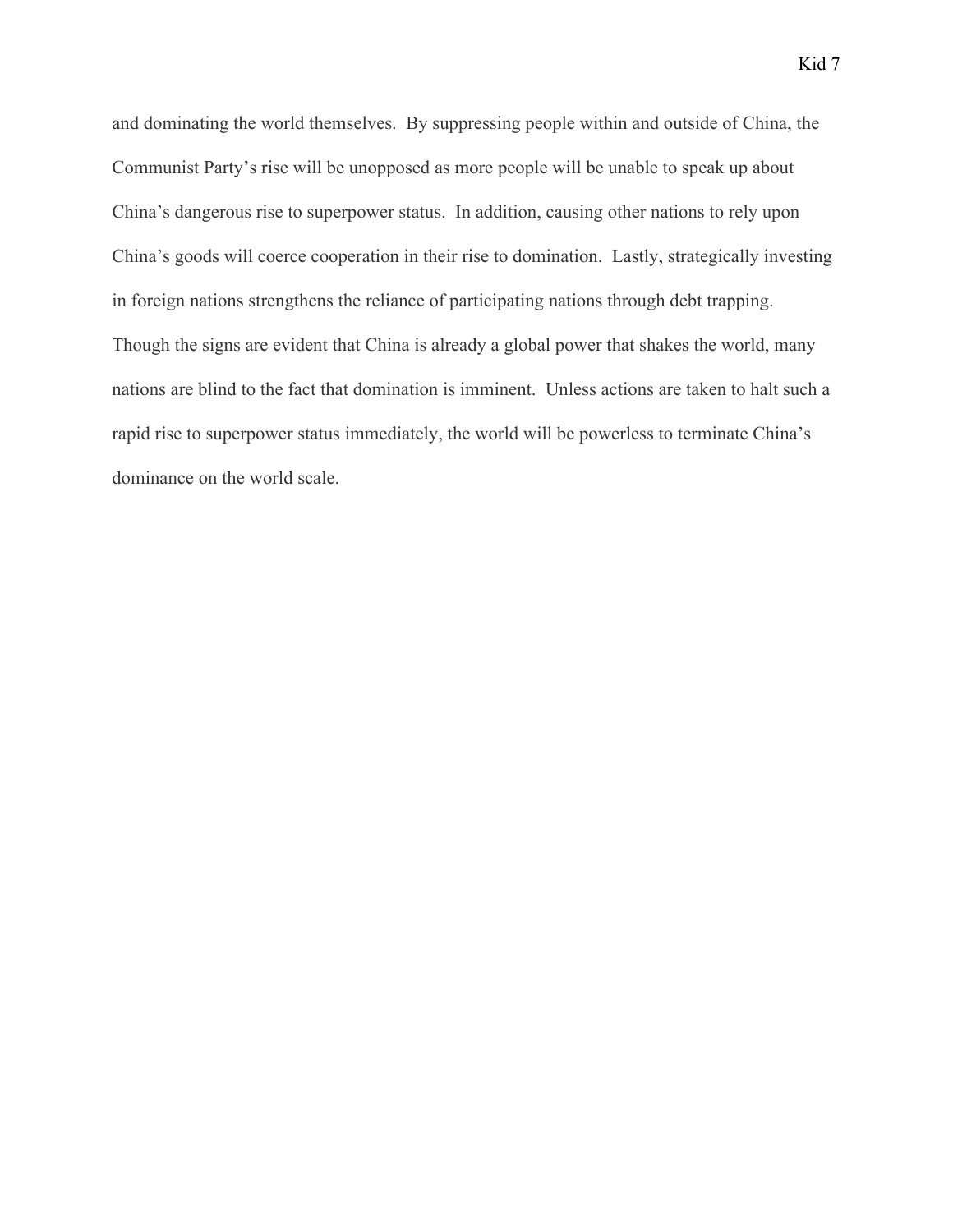and dominating the world themselves. By suppressing people within and outside of China, the Communist Party's rise will be unopposed as more people will be unable to speak up about China's dangerous rise to superpower status. In addition, causing other nations to rely upon China's goods will coerce cooperation in their rise to domination. Lastly, strategically investing in foreign nations strengthens the reliance of participating nations through debt trapping. Though the signs are evident that China is already a global power that shakes the world, many nations are blind to the fact that domination is imminent. Unless actions are taken to halt such a rapid rise to superpower status immediately, the world will be powerless to terminate China's dominance on the world scale.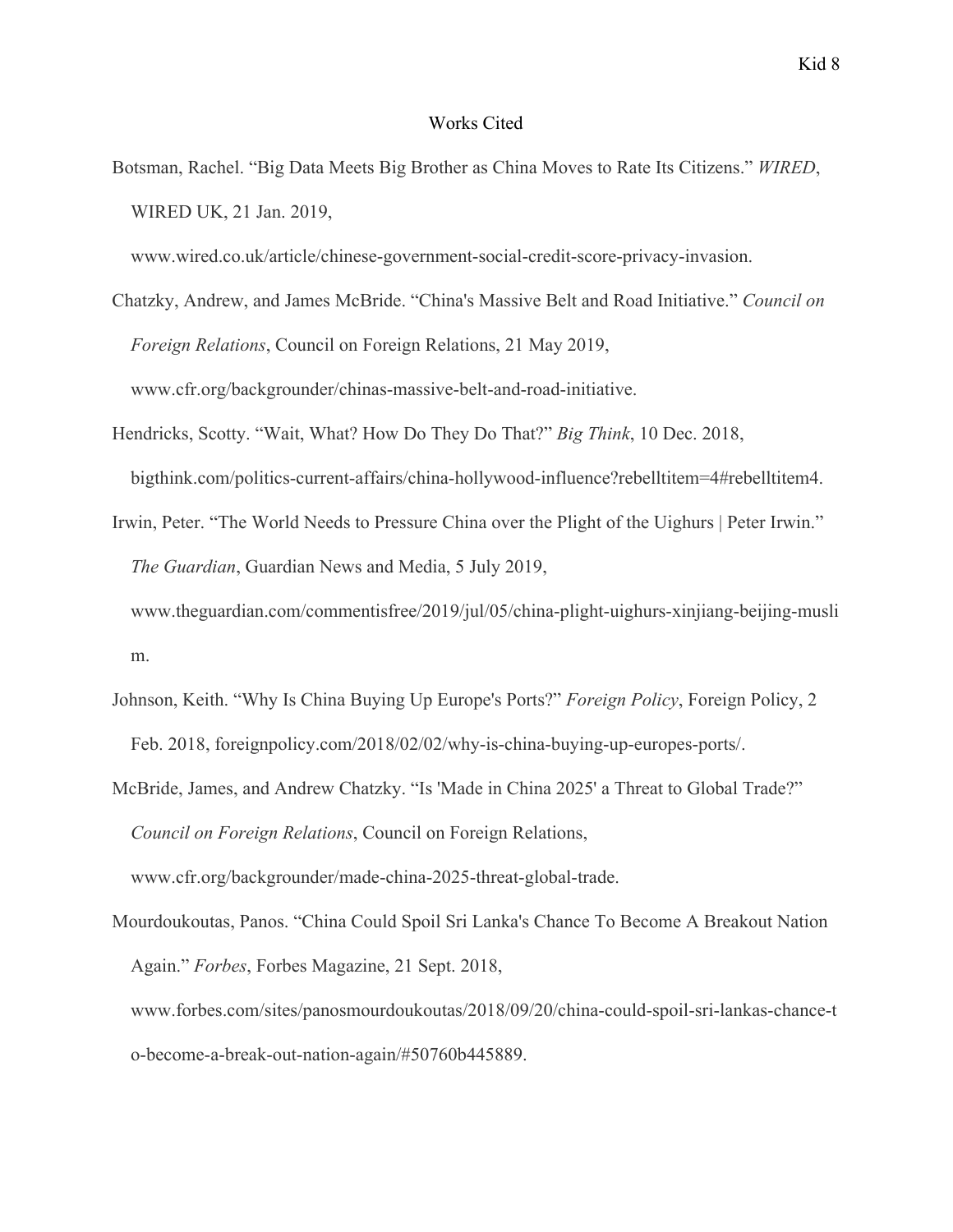# Works Cited

Botsman, Rachel. "Big Data Meets Big Brother as China Moves to Rate Its Citizens." *WIRED*, WIRED UK, 21 Jan. 2019, www.wired.co.uk/article/chinese-government-social-credit-score-privacy-invasion.

Chatzky, Andrew, and James McBride. "China's Massive Belt and Road Initiative." *Council on Foreign Relations*, Council on Foreign Relations, 21 May 2019, www.cfr.org/backgrounder/chinas-massive-belt-and-road-initiative.

Hendricks, Scotty. "Wait, What? How Do They Do That?" *Big Think*, 10 Dec. 2018, bigthink.com/politics-current-affairs/china-hollywood-influence?rebelltitem=4#rebelltitem4.

Irwin, Peter. "The World Needs to Pressure China over the Plight of the Uighurs | Peter Irwin." *The Guardian*, Guardian News and Media, 5 July 2019, www.theguardian.com/commentisfree/2019/jul/05/china-plight-uighurs-xinjiang-beijing-muslim.

Johnson, Keith. "Why Is China Buying Up Europe's Ports?" *Foreign Policy*, Foreign Policy, 2 Feb. 2018, foreignpolicy.com/2018/02/02/why-is-china-buying-up-europes-ports/.

McBride, James, and Andrew Chatzky. "Is 'Made in China 2025' a Threat to Global Trade?" *Council on Foreign Relations*, Council on Foreign Relations, www.cfr.org/backgrounder/made-china-2025-threat-global-trade.

Mourdoukoutas, Panos. "China Could Spoil Sri Lanka's Chance To Become A Breakout Nation Again." *Forbes*, Forbes Magazine, 21 Sept. 2018, www.forbes.com/sites/panosmourdoukoutas/2018/09/20/china-could-spoil-sri-lankas-chance-to-become-a-break-out-nation-again/#50760b445889.